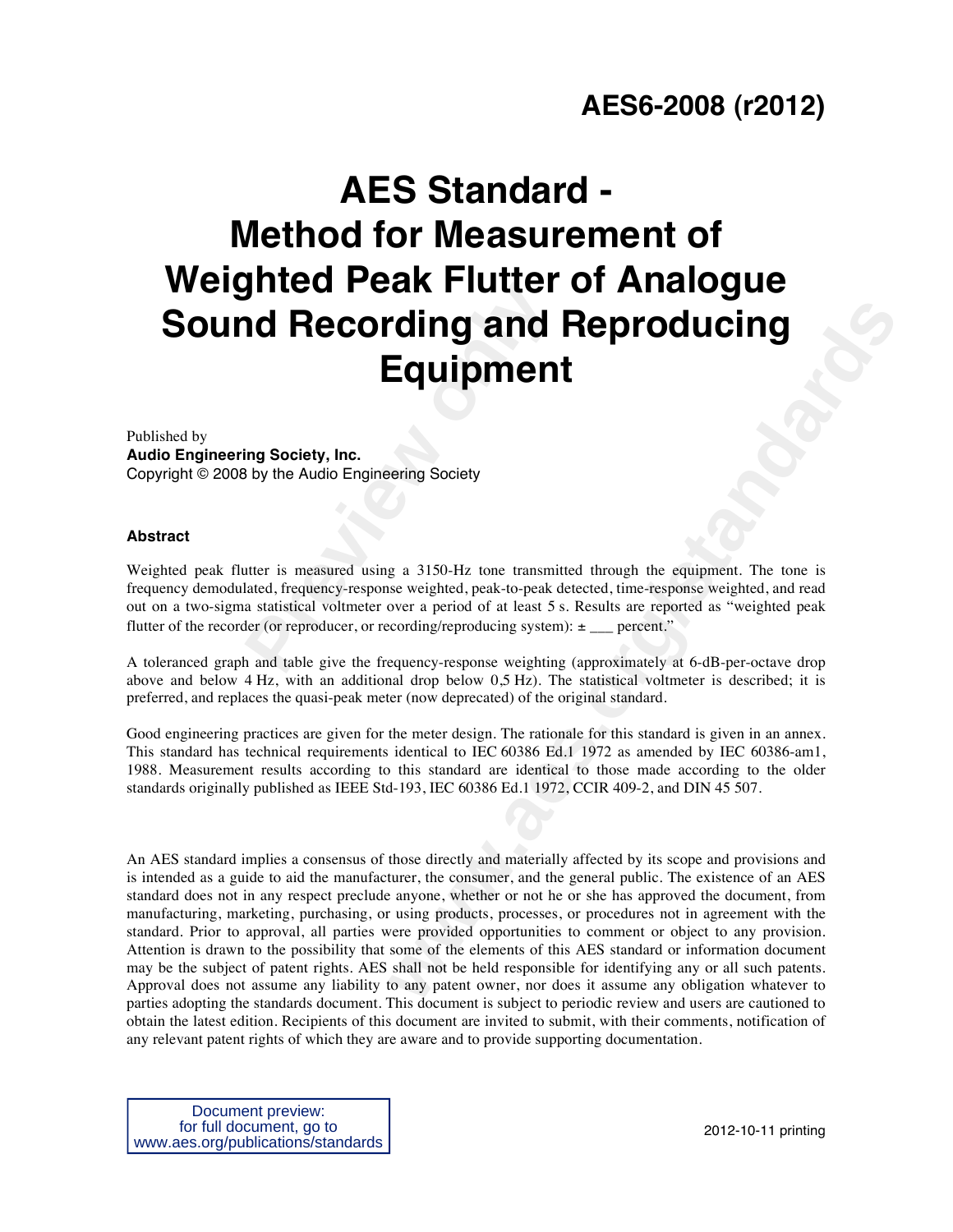# AES6-2008 (r2012)

# AES Standard - Method for Measurement of Weighted Peak Flutter of Analogue Sound Recording and Reproducing Equipment

Published by
**Audio Engineering Society, Inc.**
Copyright © 2008 by the Audio Engineering Society

### Abstract

Weighted peak flutter is measured using a 3150-Hz tone transmitted through the equipment. The tone is frequency demodulated, frequency-response weighted, peak-to-peak detected, time-response weighted, and read out on a two-sigma statistical voltmeter over a period of at least 5 s. Results are reported as "weighted peak flutter of the recorder (or reproducer, or recording/reproducing system): ± ___ percent."

A toleranced graph and table give the frequency-response weighting (approximately at 6-dB-per-octave drop above and below 4 Hz, with an additional drop below 0,5 Hz). The statistical voltmeter is described; it is preferred, and replaces the quasi-peak meter (now deprecated) of the original standard.

Good engineering practices are given for the meter design. The rationale for this standard is given in an annex. This standard has technical requirements identical to IEC 60386 Ed.1 1972 as amended by IEC 60386-am1, 1988. Measurement results according to this standard are identical to those made according to the older standards originally published as IEEE Std-193, IEC 60386 Ed.1 1972, CCIR 409-2, and DIN 45 507.

An AES standard implies a consensus of those directly and materially affected by its scope and provisions and is intended as a guide to aid the manufacturer, the consumer, and the general public. The existence of an AES standard does not in any respect preclude anyone, whether or not he or she has approved the document, from manufacturing, marketing, purchasing, or using products, processes, or procedures not in agreement with the standard. Prior to approval, all parties were provided opportunities to comment or object to any provision. Attention is drawn to the possibility that some of the elements of this AES standard or information document may be the subject of patent rights. AES shall not be held responsible for identifying any or all such patents. Approval does not assume any liability to any patent owner, nor does it assume any obligation whatever to parties adopting the standards document. This document is subject to periodic review and users are cautioned to obtain the latest edition. Recipients of this document are invited to submit, with their comments, notification of any relevant patent rights of which they are aware and to provide supporting documentation.

Document preview:
for full document, go to
www.aes.org/publications/standards

2012-10-11 printing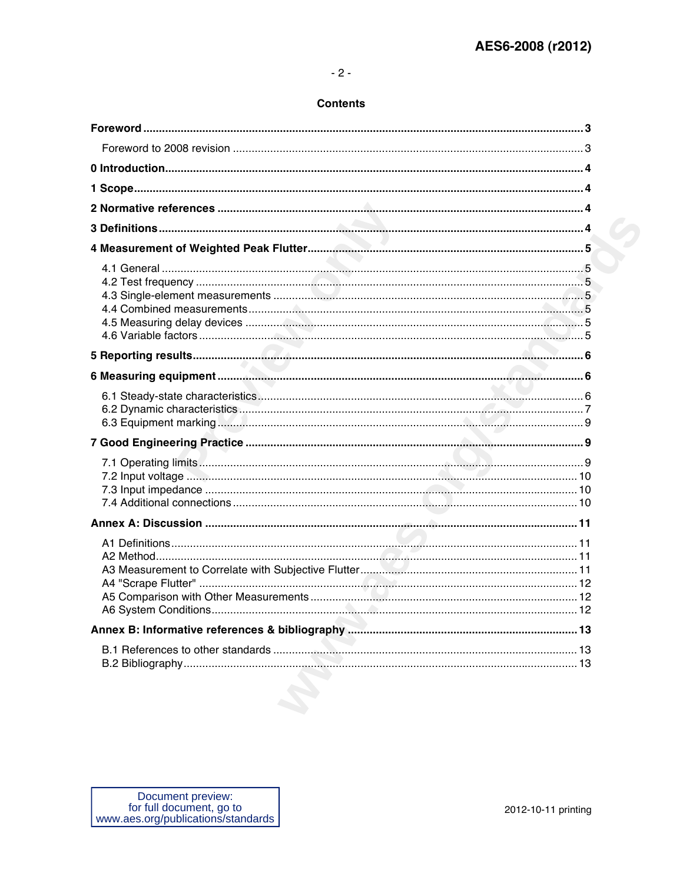# Contents

**Foreword** ........................................................................ **3**

Foreword to 2008 revision ........................................................................ 3

**0 Introduction** ........................................................................ **4**

**1 Scope** ........................................................................ **4**

**2 Normative references** ........................................................................ **4**

**3 Definitions** ........................................................................ **4**

**4 Measurement of Weighted Peak Flutter** ........................................................................ **5**

4.1 General ........................................................................ 5
4.2 Test frequency ........................................................................ 5
4.3 Single-element measurements ........................................................................ 5
4.4 Combined measurements ........................................................................ 5
4.5 Measuring delay devices ........................................................................ 5
4.6 Variable factors ........................................................................ 5

**5 Reporting results** ........................................................................ **6**

**6 Measuring equipment** ........................................................................ **6**

6.1 Steady-state characteristics ........................................................................ 6
6.2 Dynamic characteristics ........................................................................ 7
6.3 Equipment marking ........................................................................ 9

**7 Good Engineering Practice** ........................................................................ **9**

7.1 Operating limits ........................................................................ 9
7.2 Input voltage ........................................................................ 10
7.3 Input impedance ........................................................................ 10
7.4 Additional connections ........................................................................ 10

**Annex A: Discussion** ........................................................................ **11**

A1 Definitions ........................................................................ 11
A2 Method ........................................................................ 11
A3 Measurement to Correlate with Subjective Flutter ........................................................................ 11
A4 "Scrape Flutter" ........................................................................ 12
A5 Comparison with Other Measurements ........................................................................ 12
A6 System Conditions ........................................................................ 12

**Annex B: Informative references & bibliography** ........................................................................ **13**

B.1 References to other standards ........................................................................ 13
B.2 Bibliography ........................................................................ 13

Document preview:
for full document, go to
www.aes.org/publications/standards

2012-10-11 printing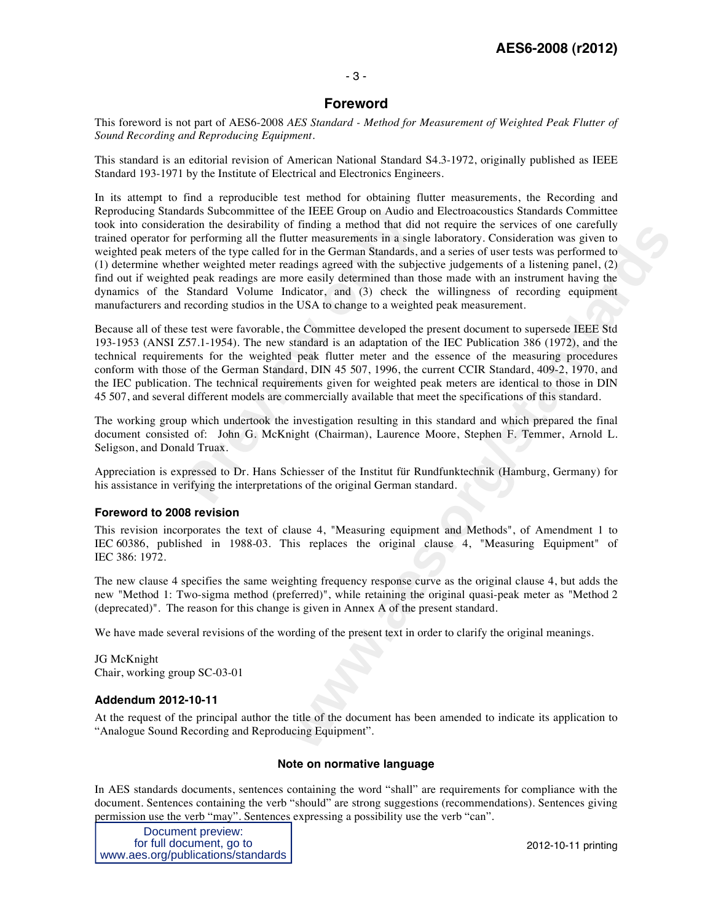# Foreword

This foreword is not part of AES6-2008 *AES Standard - Method for Measurement of Weighted Peak Flutter of Sound Recording and Reproducing Equipment*.

This standard is an editorial revision of American National Standard S4.3-1972, originally published as IEEE Standard 193-1971 by the Institute of Electrical and Electronics Engineers.

In its attempt to find a reproducible test method for obtaining flutter measurements, the Recording and Reproducing Standards Subcommittee of the IEEE Group on Audio and Electroacoustics Standards Committee took into consideration the desirability of finding a method that did not require the services of one carefully trained operator for performing all the flutter measurements in a single laboratory. Consideration was given to weighted peak meters of the type called for in the German Standards, and a series of user tests was performed to (1) determine whether weighted meter readings agreed with the subjective judgements of a listening panel, (2) find out if weighted peak readings are more easily determined than those made with an instrument having the dynamics of the Standard Volume Indicator, and (3) check the willingness of recording equipment manufacturers and recording studios in the USA to change to a weighted peak measurement.

Because all of these test were favorable, the Committee developed the present document to supersede IEEE Std 193-1953 (ANSI Z57.1-1954). The new standard is an adaptation of the IEC Publication 386 (1972), and the technical requirements for the weighted peak flutter meter and the essence of the measuring procedures conform with those of the German Standard, DIN 45 507, 1996, the current CCIR Standard, 409-2, 1970, and the IEC publication. The technical requirements given for weighted peak meters are identical to those in DIN 45 507, and several different models are commercially available that meet the specifications of this standard.

The working group which undertook the investigation resulting in this standard and which prepared the final document consisted of: John G. McKnight (Chairman), Laurence Moore, Stephen F. Temmer, Arnold L. Seligson, and Donald Truax.

Appreciation is expressed to Dr. Hans Schiesser of the Institut für Rundfunktechnik (Hamburg, Germany) for his assistance in verifying the interpretations of the original German standard.

### Foreword to 2008 revision

This revision incorporates the text of clause 4, "Measuring equipment and Methods", of Amendment 1 to IEC 60386, published in 1988-03. This replaces the original clause 4, "Measuring Equipment" of IEC 386: 1972.

The new clause 4 specifies the same weighting frequency response curve as the original clause 4, but adds the new "Method 1: Two-sigma method (preferred)", while retaining the original quasi-peak meter as "Method 2 (deprecated)". The reason for this change is given in Annex A of the present standard.

We have made several revisions of the wording of the present text in order to clarify the original meanings.

JG McKnight
Chair, working group SC-03-01

### Addendum 2012-10-11

At the request of the principal author the title of the document has been amended to indicate its application to "Analogue Sound Recording and Reproducing Equipment".

#### Note on normative language

In AES standards documents, sentences containing the word "shall" are requirements for compliance with the document. Sentences containing the verb "should" are strong suggestions (recommendations). Sentences giving permission use the verb "may". Sentences expressing a possibility use the verb "can".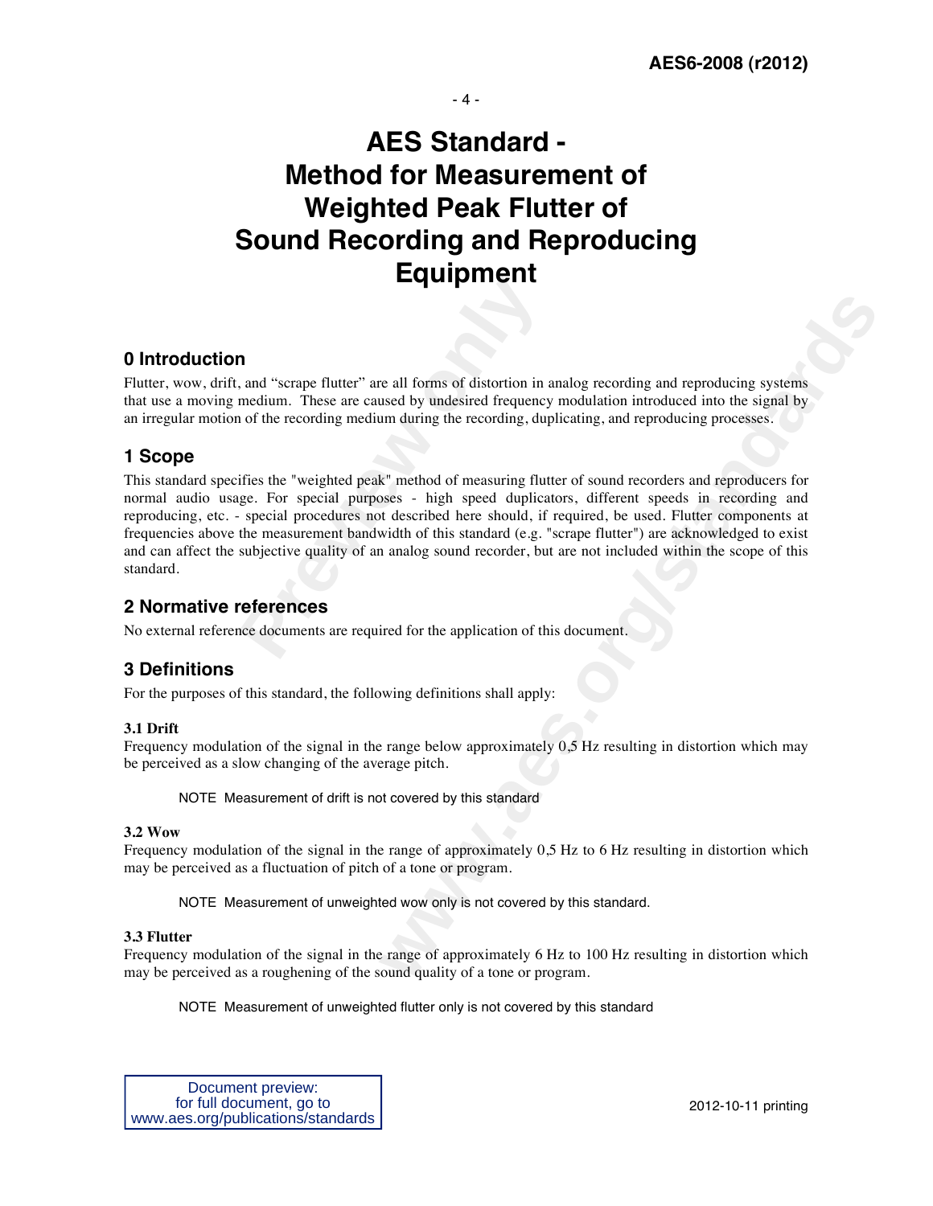# AES Standard - Method for Measurement of Weighted Peak Flutter of Sound Recording and Reproducing Equipment

## 0 Introduction

Flutter, wow, drift, and "scrape flutter" are all forms of distortion in analog recording and reproducing systems that use a moving medium. These are caused by undesired frequency modulation introduced into the signal by an irregular motion of the recording medium during the recording, duplicating, and reproducing processes.

## 1 Scope

This standard specifies the "weighted peak" method of measuring flutter of sound recorders and reproducers for normal audio usage. For special purposes - high speed duplicators, different speeds in recording and reproducing, etc. - special procedures not described here should, if required, be used. Flutter components at frequencies above the measurement bandwidth of this standard (e.g. "scrape flutter") are acknowledged to exist and can affect the subjective quality of an analog sound recorder, but are not included within the scope of this standard.

## 2 Normative references

No external reference documents are required for the application of this document.

## 3 Definitions

For the purposes of this standard, the following definitions shall apply:

### 3.1 Drift

Frequency modulation of the signal in the range below approximately 0,5 Hz resulting in distortion which may be perceived as a slow changing of the average pitch.

NOTE Measurement of drift is not covered by this standard

### 3.2 Wow

Frequency modulation of the signal in the range of approximately 0,5 Hz to 6 Hz resulting in distortion which may be perceived as a fluctuation of pitch of a tone or program.

NOTE Measurement of unweighted wow only is not covered by this standard.

### 3.3 Flutter

Frequency modulation of the signal in the range of approximately 6 Hz to 100 Hz resulting in distortion which may be perceived as a roughening of the sound quality of a tone or program.

NOTE Measurement of unweighted flutter only is not covered by this standard

Document preview: for full document, go to www.aes.org/publications/standards

2012-10-11 printing